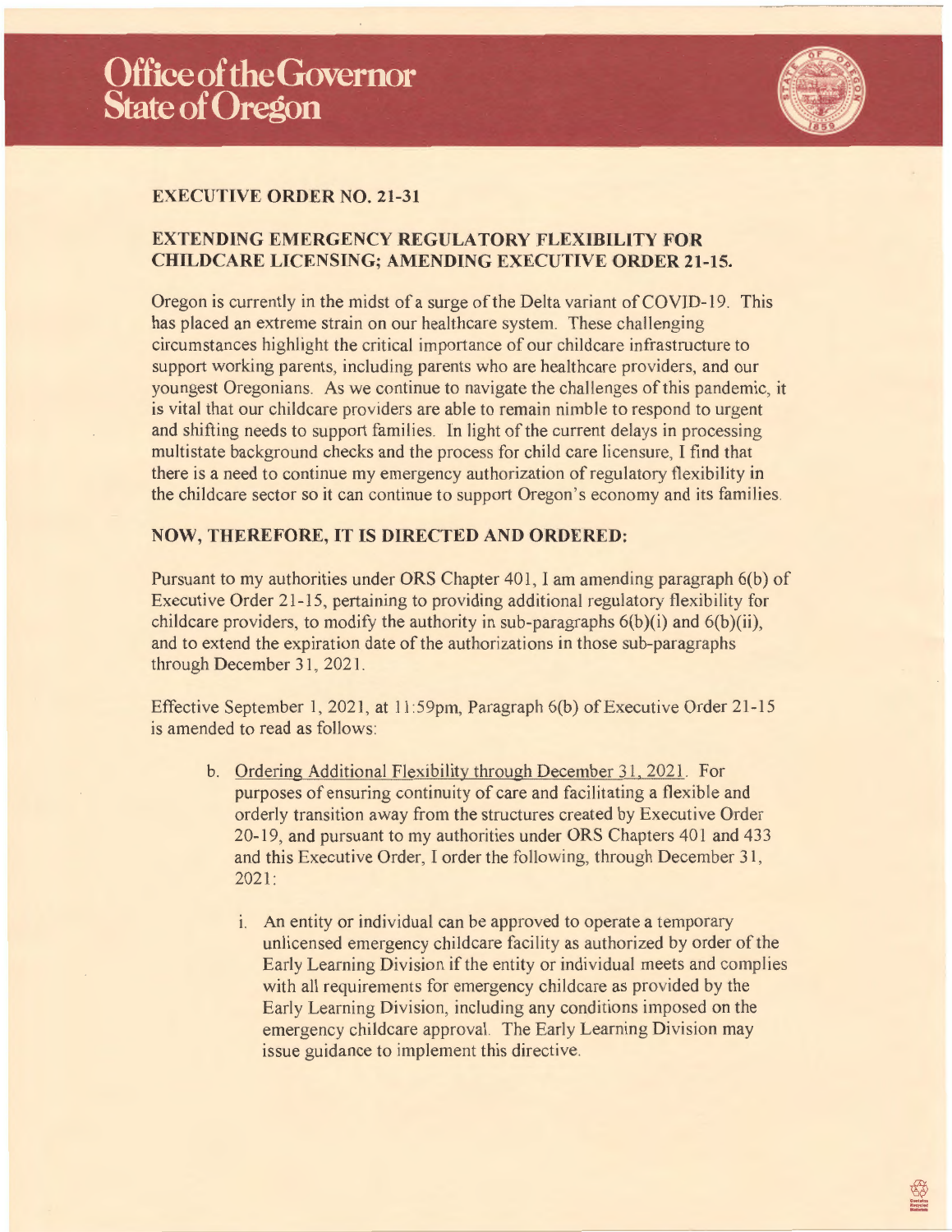# Office of the Governor State of Oregon

## EXECUTIVE ORDER NO. 21-31

## EXTENDING EMERGENCY REGULATORY FLEXIBILITY FOR CHILDCARE LICENSING; AMENDING EXECUTIVE ORDER 21-15.

Oregon is currently in the midst of a surge of the Delta variant of COVID-19. This has placed an extreme strain on our healthcare system. These challenging circumstances highlight the critical importance of our childcare infrastructure to support working parents, including parents who are healthcare providers, and our youngest Oregonians. As we continue to navigate the challenges of this pandemic, it is vital that our childcare providers are able to remain nimble to respond to urgent and shifting needs to support families. In light of the current delays in processing multistate background checks and the process for child care licensure, I find that there is a need to continue my emergency authorization of regulatory flexibility in the childcare sector so it can continue to support Oregon's economy and its families.

## NOW, THEREFORE, IT IS DIRECTED AND ORDERED:

Pursuant to my authorities under ORS Chapter 401, I am amending paragraph 6(b) of Executive Order 21-15, pertaining to providing additional regulatory flexibility for childcare providers, to modify the authority in sub-paragraphs 6(b)(i) and 6(b)(ii), and to extend the expiration date of the authorizations in those sub-paragraphs through December 31, 2021.

Effective September 1, 2021, at 11:59pm, Paragraph 6(b) of Executive Order 21-15 is amended to read as follows:

b. Ordering Additional Flexibility through December 31, 2021. For purposes of ensuring continuity of care and facilitating a flexible and orderly transition away from the structures created by Executive Order 20-19, and pursuant to my authorities under ORS Chapters 401 and 433 and this Executive Order, I order the following, through December 31, 2021:

   i. An entity or individual can be approved to operate a temporary unlicensed emergency childcare facility as authorized by order of the Early Learning Division if the entity or individual meets and complies with all requirements for emergency childcare as provided by the Early Learning Division, including any conditions imposed on the emergency childcare approval. The Early Learning Division may issue guidance to implement this directive.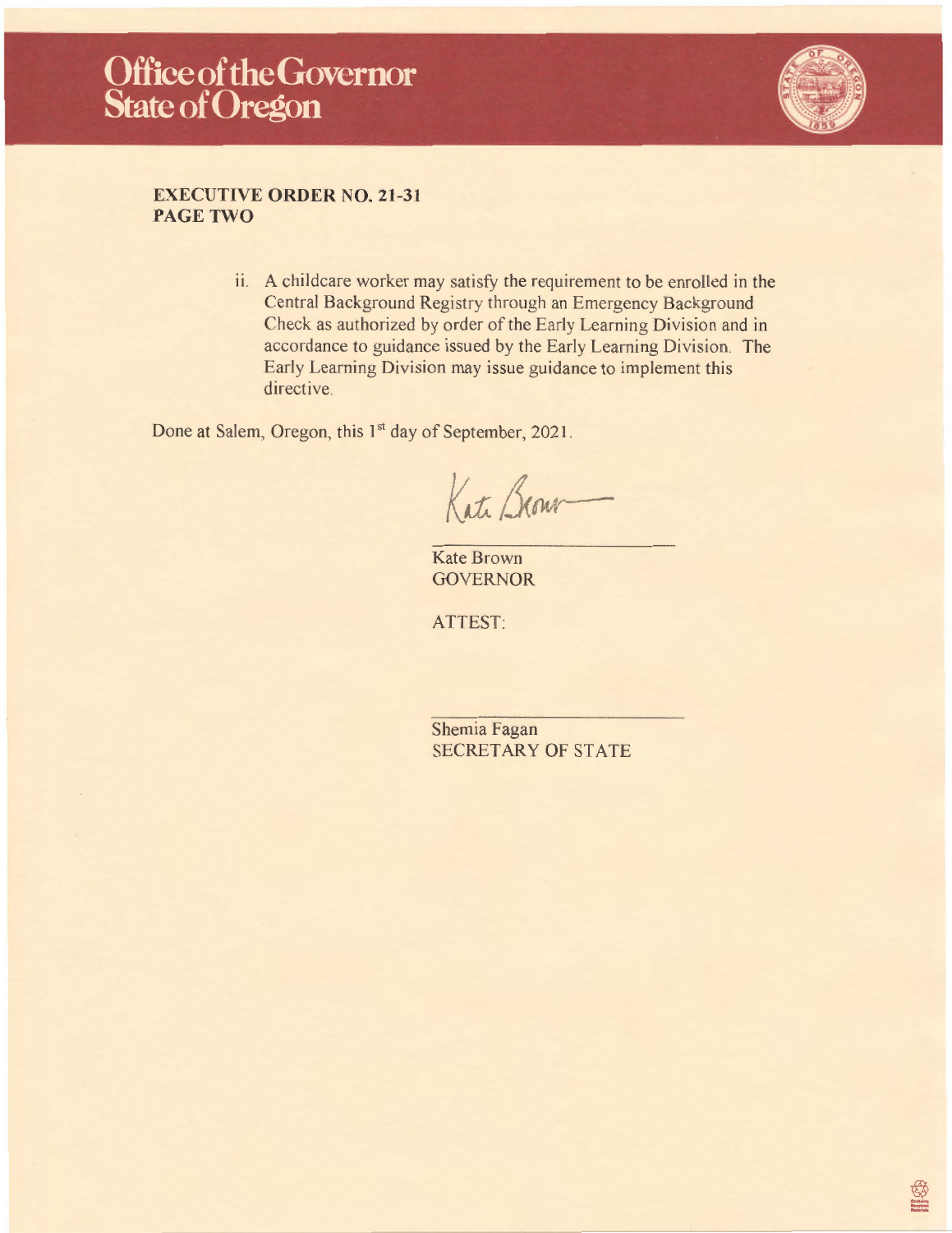# Office of the Governor State of Oregon

**EXECUTIVE ORDER NO. 21-31**
**PAGE TWO**

ii. A childcare worker may satisfy the requirement to be enrolled in the Central Background Registry through an Emergency Background Check as authorized by order of the Early Learning Division and in accordance to guidance issued by the Early Learning Division. The Early Learning Division may issue guidance to implement this directive.

Done at Salem, Oregon, this 1st day of September, 2021.

Kate Brown
GOVERNOR

ATTEST:

Shemia Fagan
SECRETARY OF STATE